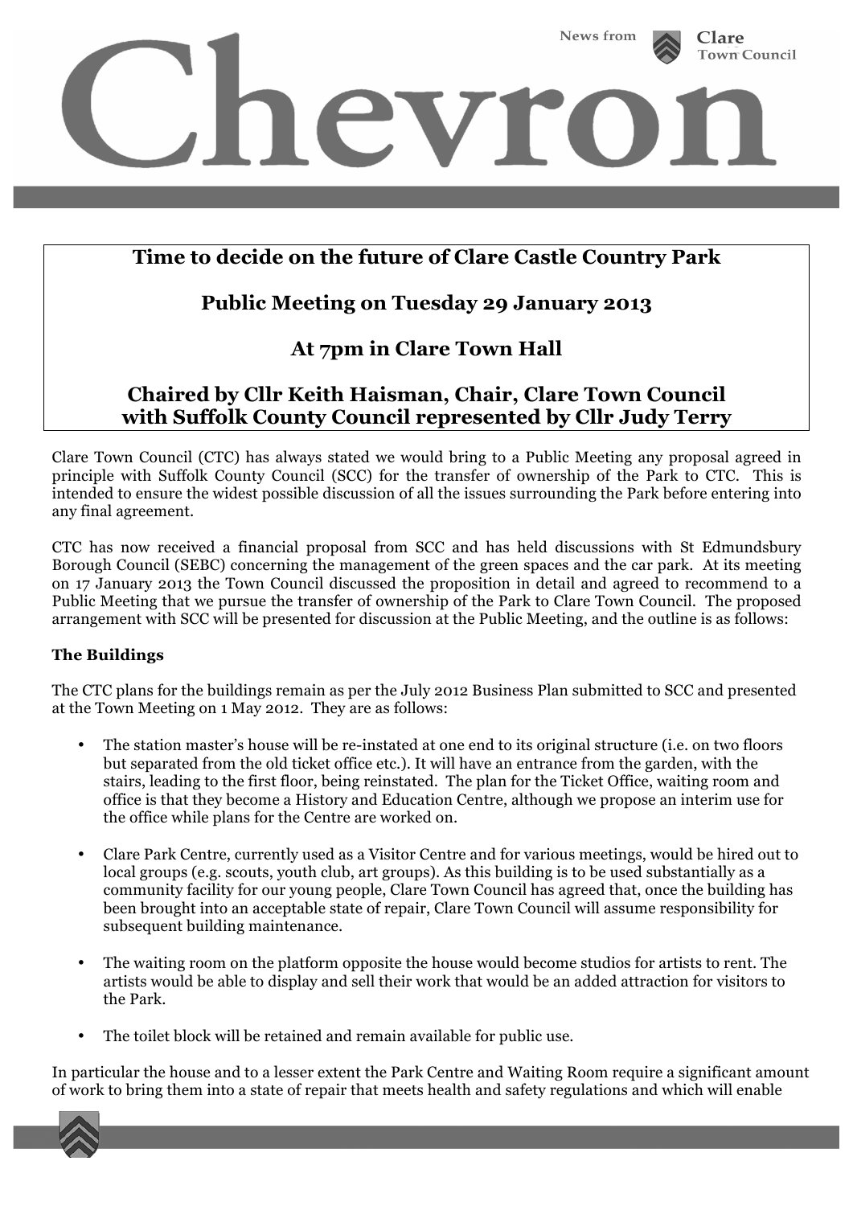# Chevron

News from Clare Town Council

## Time to decide on the future of Clare Castle Country Park

## Public Meeting on Tuesday 29 January 2013

## At 7pm in Clare Town Hall

## Chaired by Cllr Keith Haisman, Chair, Clare Town Council with Suffolk County Council represented by Cllr Judy Terry

Clare Town Council (CTC) has always stated we would bring to a Public Meeting any proposal agreed in principle with Suffolk County Council (SCC) for the transfer of ownership of the Park to CTC. This is intended to ensure the widest possible discussion of all the issues surrounding the Park before entering into any final agreement.

CTC has now received a financial proposal from SCC and has held discussions with St Edmundsbury Borough Council (SEBC) concerning the management of the green spaces and the car park. At its meeting on 17 January 2013 the Town Council discussed the proposition in detail and agreed to recommend to a Public Meeting that we pursue the transfer of ownership of the Park to Clare Town Council. The proposed arrangement with SCC will be presented for discussion at the Public Meeting, and the outline is as follows:

### The Buildings

The CTC plans for the buildings remain as per the July 2012 Business Plan submitted to SCC and presented at the Town Meeting on 1 May 2012. They are as follows:

- The station master's house will be re-instated at one end to its original structure (i.e. on two floors but separated from the old ticket office etc.). It will have an entrance from the garden, with the stairs, leading to the first floor, being reinstated. The plan for the Ticket Office, waiting room and office is that they become a History and Education Centre, although we propose an interim use for the office while plans for the Centre are worked on.
- Clare Park Centre, currently used as a Visitor Centre and for various meetings, would be hired out to local groups (e.g. scouts, youth club, art groups). As this building is to be used substantially as a community facility for our young people, Clare Town Council has agreed that, once the building has been brought into an acceptable state of repair, Clare Town Council will assume responsibility for subsequent building maintenance.
- The waiting room on the platform opposite the house would become studios for artists to rent. The artists would be able to display and sell their work that would be an added attraction for visitors to the Park.
- The toilet block will be retained and remain available for public use.

In particular the house and to a lesser extent the Park Centre and Waiting Room require a significant amount of work to bring them into a state of repair that meets health and safety regulations and which will enable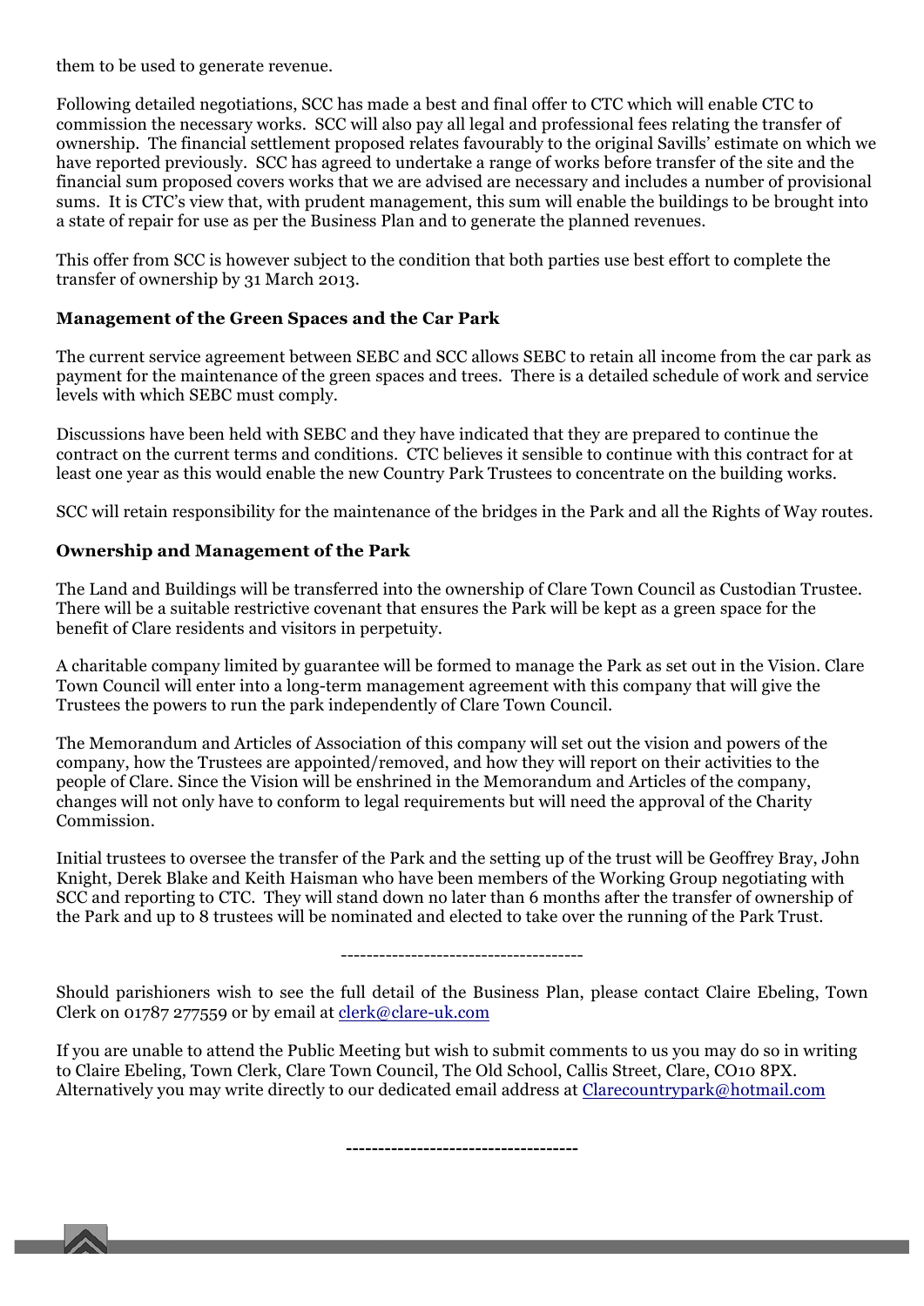them to be used to generate revenue.

Following detailed negotiations, SCC has made a best and final offer to CTC which will enable CTC to commission the necessary works. SCC will also pay all legal and professional fees relating the transfer of ownership. The financial settlement proposed relates favourably to the original Savills' estimate on which we have reported previously. SCC has agreed to undertake a range of works before transfer of the site and the financial sum proposed covers works that we are advised are necessary and includes a number of provisional sums. It is CTC's view that, with prudent management, this sum will enable the buildings to be brought into a state of repair for use as per the Business Plan and to generate the planned revenues.

This offer from SCC is however subject to the condition that both parties use best effort to complete the transfer of ownership by 31 March 2013.

**Management of the Green Spaces and the Car Park**

The current service agreement between SEBC and SCC allows SEBC to retain all income from the car park as payment for the maintenance of the green spaces and trees. There is a detailed schedule of work and service levels with which SEBC must comply.

Discussions have been held with SEBC and they have indicated that they are prepared to continue the contract on the current terms and conditions. CTC believes it sensible to continue with this contract for at least one year as this would enable the new Country Park Trustees to concentrate on the building works.

SCC will retain responsibility for the maintenance of the bridges in the Park and all the Rights of Way routes.

**Ownership and Management of the Park**

The Land and Buildings will be transferred into the ownership of Clare Town Council as Custodian Trustee. There will be a suitable restrictive covenant that ensures the Park will be kept as a green space for the benefit of Clare residents and visitors in perpetuity.

A charitable company limited by guarantee will be formed to manage the Park as set out in the Vision. Clare Town Council will enter into a long-term management agreement with this company that will give the Trustees the powers to run the park independently of Clare Town Council.

The Memorandum and Articles of Association of this company will set out the vision and powers of the company, how the Trustees are appointed/removed, and how they will report on their activities to the people of Clare. Since the Vision will be enshrined in the Memorandum and Articles of the company, changes will not only have to conform to legal requirements but will need the approval of the Charity Commission.

Initial trustees to oversee the transfer of the Park and the setting up of the trust will be Geoffrey Bray, John Knight, Derek Blake and Keith Haisman who have been members of the Working Group negotiating with SCC and reporting to CTC. They will stand down no later than 6 months after the transfer of ownership of the Park and up to 8 trustees will be nominated and elected to take over the running of the Park Trust.

-------------------------------------

Should parishioners wish to see the full detail of the Business Plan, please contact Claire Ebeling, Town Clerk on 01787 277559 or by email at clerk@clare-uk.com

If you are unable to attend the Public Meeting but wish to submit comments to us you may do so in writing to Claire Ebeling, Town Clerk, Clare Town Council, The Old School, Callis Street, Clare, CO10 8PX. Alternatively you may write directly to our dedicated email address at Clarecountrypark@hotmail.com

-------------------------------------